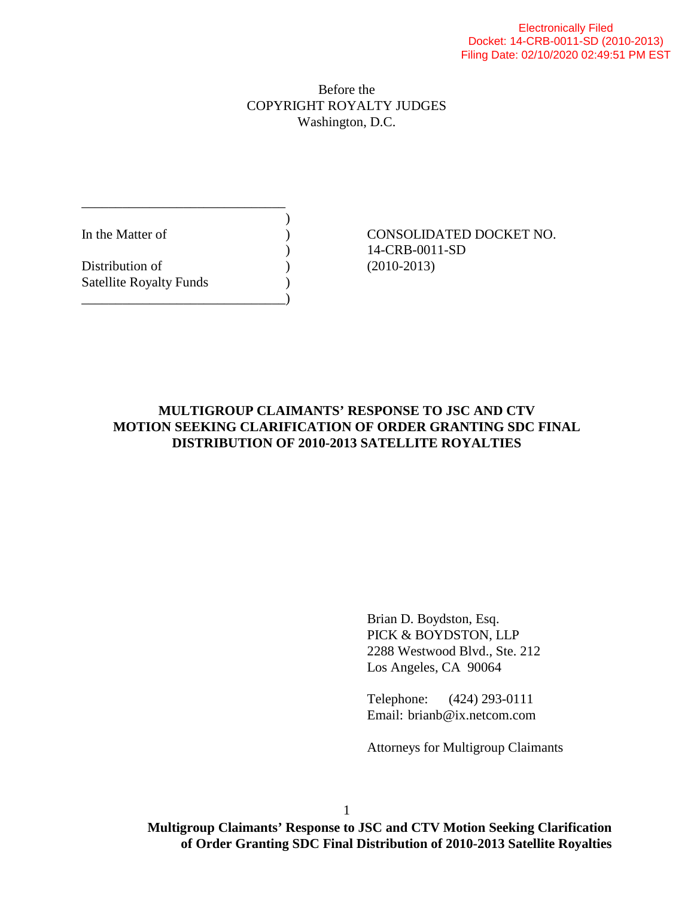Electronically Filed
Docket: 14-CRB-0011-SD (2010-2013)
Filing Date: 02/10/2020 02:49:51 PM EST

Before the
COPYRIGHT ROYALTY JUDGES
Washington, D.C.

| | |
|---|---|
| In the Matter of<br><br>Distribution of<br>Satellite Royalty Funds | CONSOLIDATED DOCKET NO.<br>14-CRB-0011-SD<br>(2010-2013) |

**MULTIGROUP CLAIMANTS' RESPONSE TO JSC AND CTV MOTION SEEKING CLARIFICATION OF ORDER GRANTING SDC FINAL DISTRIBUTION OF 2010-2013 SATELLITE ROYALTIES**

Brian D. Boydston, Esq.
PICK & BOYDSTON, LLP
2288 Westwood Blvd., Ste. 212
Los Angeles, CA 90064

Telephone: (424) 293-0111
Email: brianb@ix.netcom.com

Attorneys for Multigroup Claimants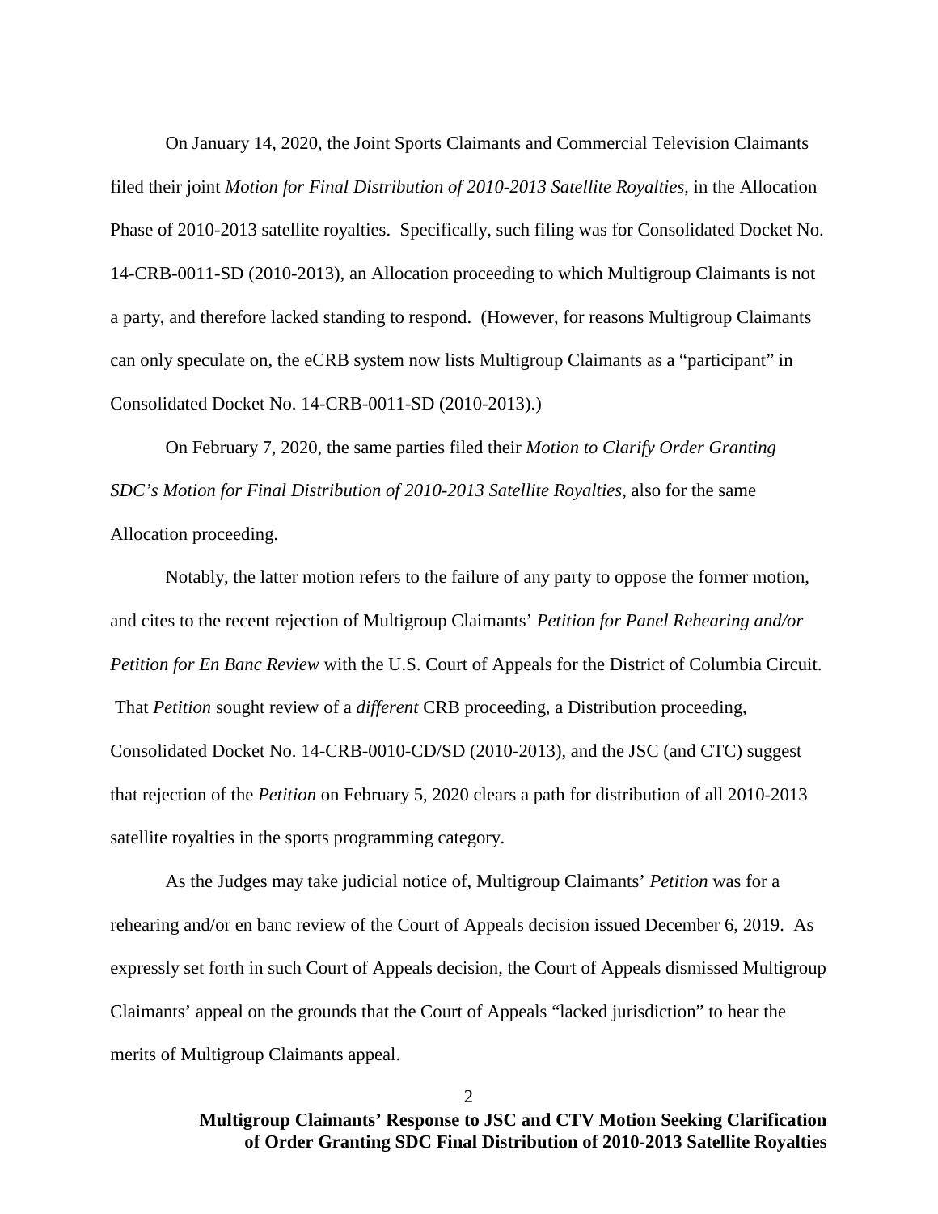On January 14, 2020, the Joint Sports Claimants and Commercial Television Claimants filed their joint *Motion for Final Distribution of 2010-2013 Satellite Royalties*, in the Allocation Phase of 2010-2013 satellite royalties. Specifically, such filing was for Consolidated Docket No. 14-CRB-0011-SD (2010-2013), an Allocation proceeding to which Multigroup Claimants is not a party, and therefore lacked standing to respond. (However, for reasons Multigroup Claimants can only speculate on, the eCRB system now lists Multigroup Claimants as a "participant" in Consolidated Docket No. 14-CRB-0011-SD (2010-2013).)

On February 7, 2020, the same parties filed their *Motion to Clarify Order Granting SDC's Motion for Final Distribution of 2010-2013 Satellite Royalties*, also for the same Allocation proceeding.

Notably, the latter motion refers to the failure of any party to oppose the former motion, and cites to the recent rejection of Multigroup Claimants' *Petition for Panel Rehearing and/or Petition for En Banc Review* with the U.S. Court of Appeals for the District of Columbia Circuit. That *Petition* sought review of a *different* CRB proceeding, a Distribution proceeding, Consolidated Docket No. 14-CRB-0010-CD/SD (2010-2013), and the JSC (and CTC) suggest that rejection of the *Petition* on February 5, 2020 clears a path for distribution of all 2010-2013 satellite royalties in the sports programming category.

As the Judges may take judicial notice of, Multigroup Claimants' *Petition* was for a rehearing and/or en banc review of the Court of Appeals decision issued December 6, 2019. As expressly set forth in such Court of Appeals decision, the Court of Appeals dismissed Multigroup Claimants' appeal on the grounds that the Court of Appeals "lacked jurisdiction" to hear the merits of Multigroup Claimants appeal.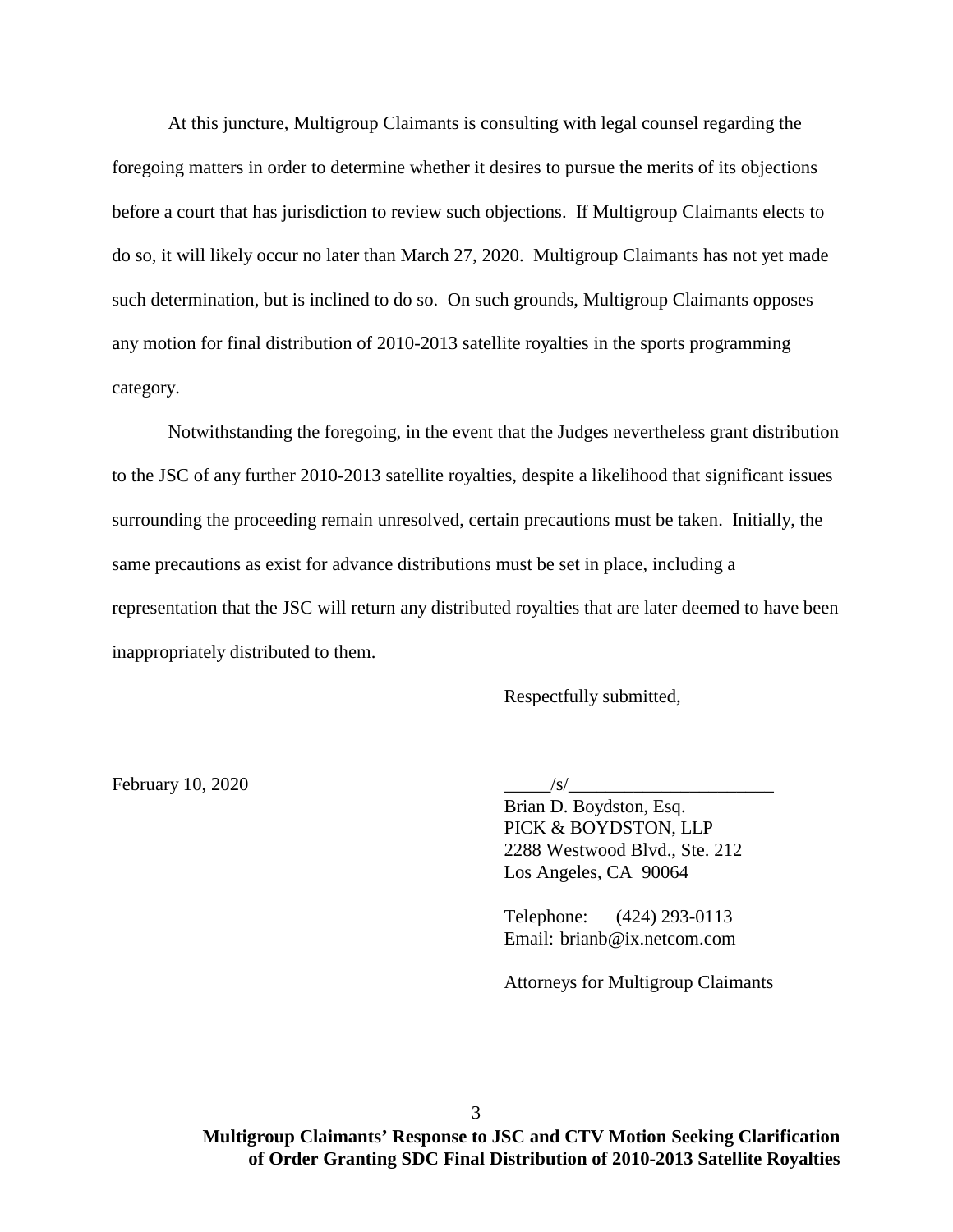At this juncture, Multigroup Claimants is consulting with legal counsel regarding the foregoing matters in order to determine whether it desires to pursue the merits of its objections before a court that has jurisdiction to review such objections. If Multigroup Claimants elects to do so, it will likely occur no later than March 27, 2020. Multigroup Claimants has not yet made such determination, but is inclined to do so. On such grounds, Multigroup Claimants opposes any motion for final distribution of 2010-2013 satellite royalties in the sports programming category.

Notwithstanding the foregoing, in the event that the Judges nevertheless grant distribution to the JSC of any further 2010-2013 satellite royalties, despite a likelihood that significant issues surrounding the proceeding remain unresolved, certain precautions must be taken. Initially, the same precautions as exist for advance distributions must be set in place, including a representation that the JSC will return any distributed royalties that are later deemed to have been inappropriately distributed to them.

Respectfully submitted,

February 10, 2020

_____/s/______________________
Brian D. Boydston, Esq.
PICK & BOYDSTON, LLP
2288 Westwood Blvd., Ste. 212
Los Angeles, CA 90064

Telephone: (424) 293-0113
Email: brianb@ix.netcom.com

Attorneys for Multigroup Claimants

**Multigroup Claimants' Response to JSC and CTV Motion Seeking Clarification of Order Granting SDC Final Distribution of 2010-2013 Satellite Royalties**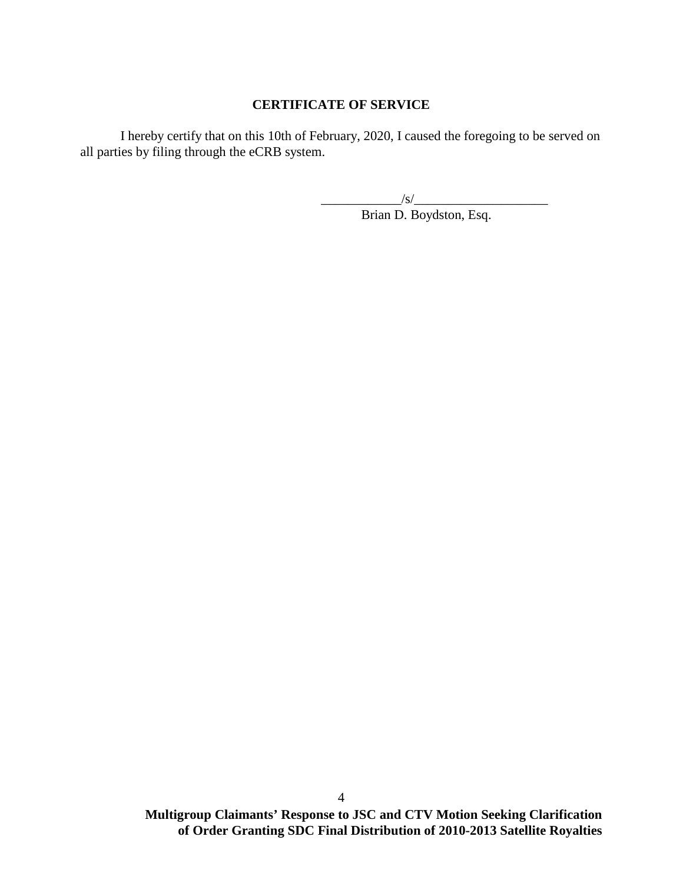**CERTIFICATE OF SERVICE**

I hereby certify that on this 10th of February, 2020, I caused the foregoing to be served on all parties by filing through the eCRB system.

____________/s/____________________
Brian D. Boydston, Esq.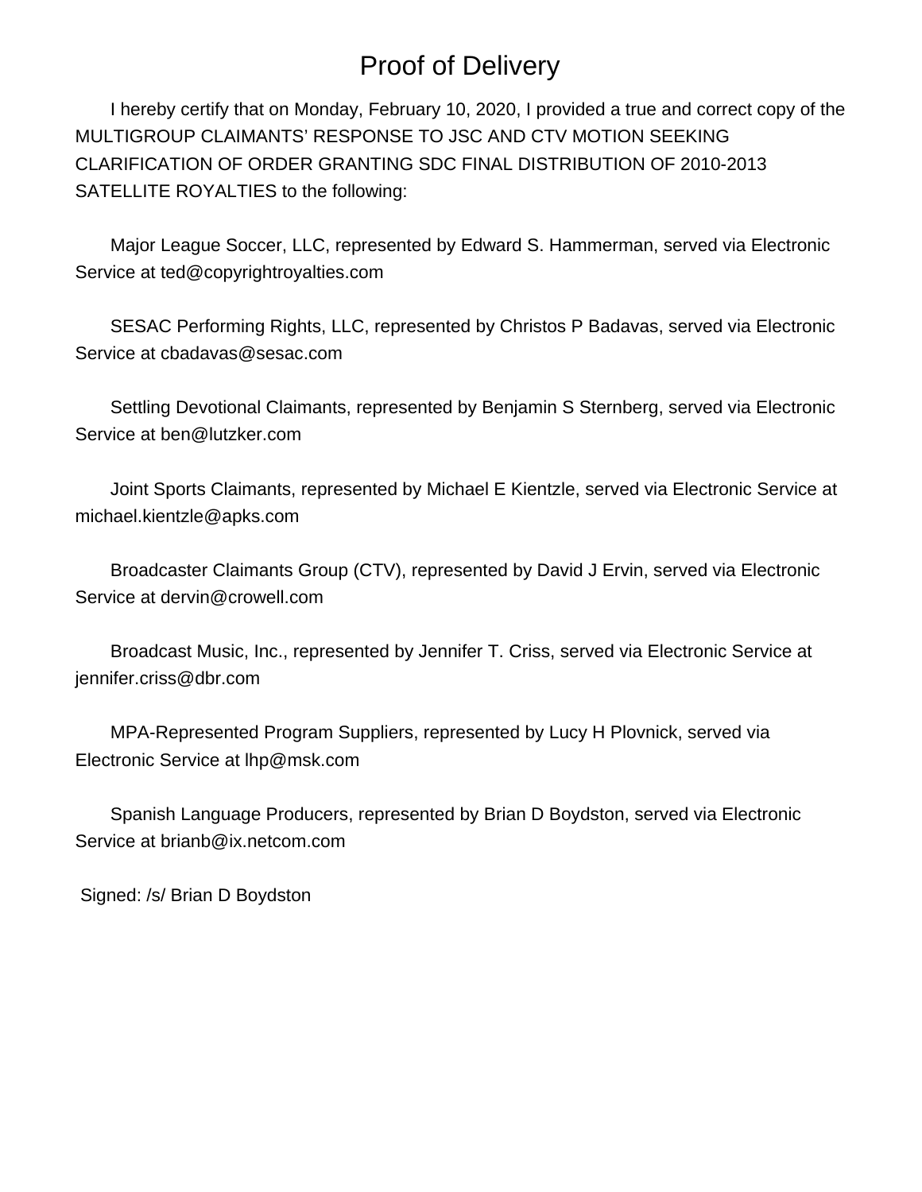# Proof of Delivery

I hereby certify that on Monday, February 10, 2020, I provided a true and correct copy of the MULTIGROUP CLAIMANTS' RESPONSE TO JSC AND CTV MOTION SEEKING CLARIFICATION OF ORDER GRANTING SDC FINAL DISTRIBUTION OF 2010-2013 SATELLITE ROYALTIES to the following:

Major League Soccer, LLC, represented by Edward S. Hammerman, served via Electronic Service at ted@copyrightroyalties.com

SESAC Performing Rights, LLC, represented by Christos P Badavas, served via Electronic Service at cbadavas@sesac.com

Settling Devotional Claimants, represented by Benjamin S Sternberg, served via Electronic Service at ben@lutzker.com

Joint Sports Claimants, represented by Michael E Kientzle, served via Electronic Service at michael.kientzle@apks.com

Broadcaster Claimants Group (CTV), represented by David J Ervin, served via Electronic Service at dervin@crowell.com

Broadcast Music, Inc., represented by Jennifer T. Criss, served via Electronic Service at jennifer.criss@dbr.com

MPA-Represented Program Suppliers, represented by Lucy H Plovnick, served via Electronic Service at lhp@msk.com

Spanish Language Producers, represented by Brian D Boydston, served via Electronic Service at brianb@ix.netcom.com

Signed: /s/ Brian D Boydston